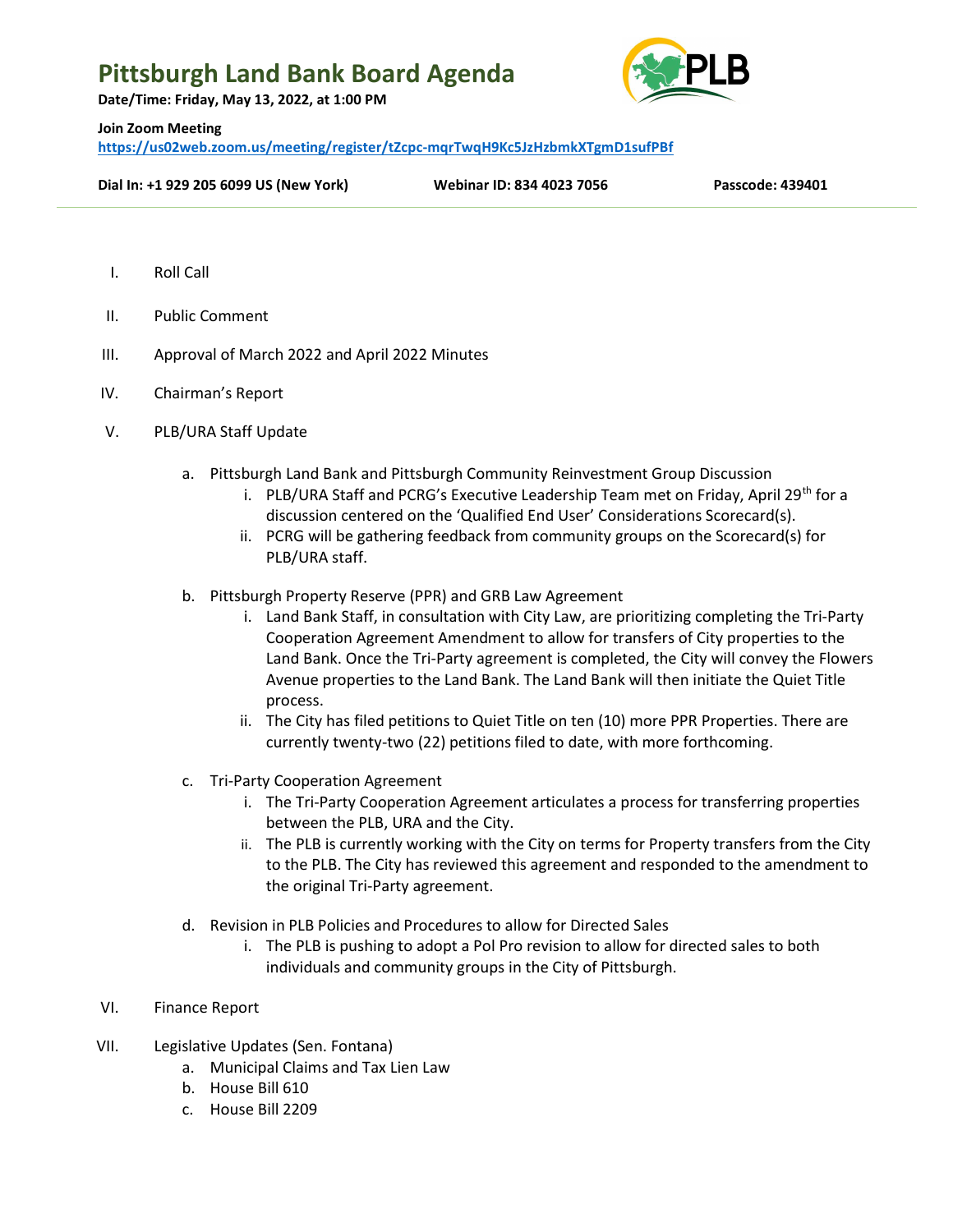# Pittsburgh Land Bank Board Agenda

**Date/Time: Friday, May 13, 2022, at 1:00 PM**

**Join Zoom Meeting**
https://us02web.zoom.us/meeting/register/tZcpc-mqrTwqH9Kc5JzHzbmkXTgmD1sufPBf

**Dial In: +1 929 205 6099 US (New York)** **Webinar ID: 834 4023 7056** **Passcode: 439401**

---

I. Roll Call

II. Public Comment

III. Approval of March 2022 and April 2022 Minutes

IV. Chairman's Report

V. PLB/URA Staff Update

   a. Pittsburgh Land Bank and Pittsburgh Community Reinvestment Group Discussion
      i. PLB/URA Staff and PCRG's Executive Leadership Team met on Friday, April 29th for a discussion centered on the 'Qualified End User' Considerations Scorecard(s).
      ii. PCRG will be gathering feedback from community groups on the Scorecard(s) for PLB/URA staff.

   b. Pittsburgh Property Reserve (PPR) and GRB Law Agreement
      i. Land Bank Staff, in consultation with City Law, are prioritizing completing the Tri-Party Cooperation Agreement Amendment to allow for transfers of City properties to the Land Bank. Once the Tri-Party agreement is completed, the City will convey the Flowers Avenue properties to the Land Bank. The Land Bank will then initiate the Quiet Title process.
      ii. The City has filed petitions to Quiet Title on ten (10) more PPR Properties. There are currently twenty-two (22) petitions filed to date, with more forthcoming.

   c. Tri-Party Cooperation Agreement
      i. The Tri-Party Cooperation Agreement articulates a process for transferring properties between the PLB, URA and the City.
      ii. The PLB is currently working with the City on terms for Property transfers from the City to the PLB. The City has reviewed this agreement and responded to the amendment to the original Tri-Party agreement.

   d. Revision in PLB Policies and Procedures to allow for Directed Sales
      i. The PLB is pushing to adopt a Pol Pro revision to allow for directed sales to both individuals and community groups in the City of Pittsburgh.

VI. Finance Report

VII. Legislative Updates (Sen. Fontana)

   a. Municipal Claims and Tax Lien Law
   b. House Bill 610
   c. House Bill 2209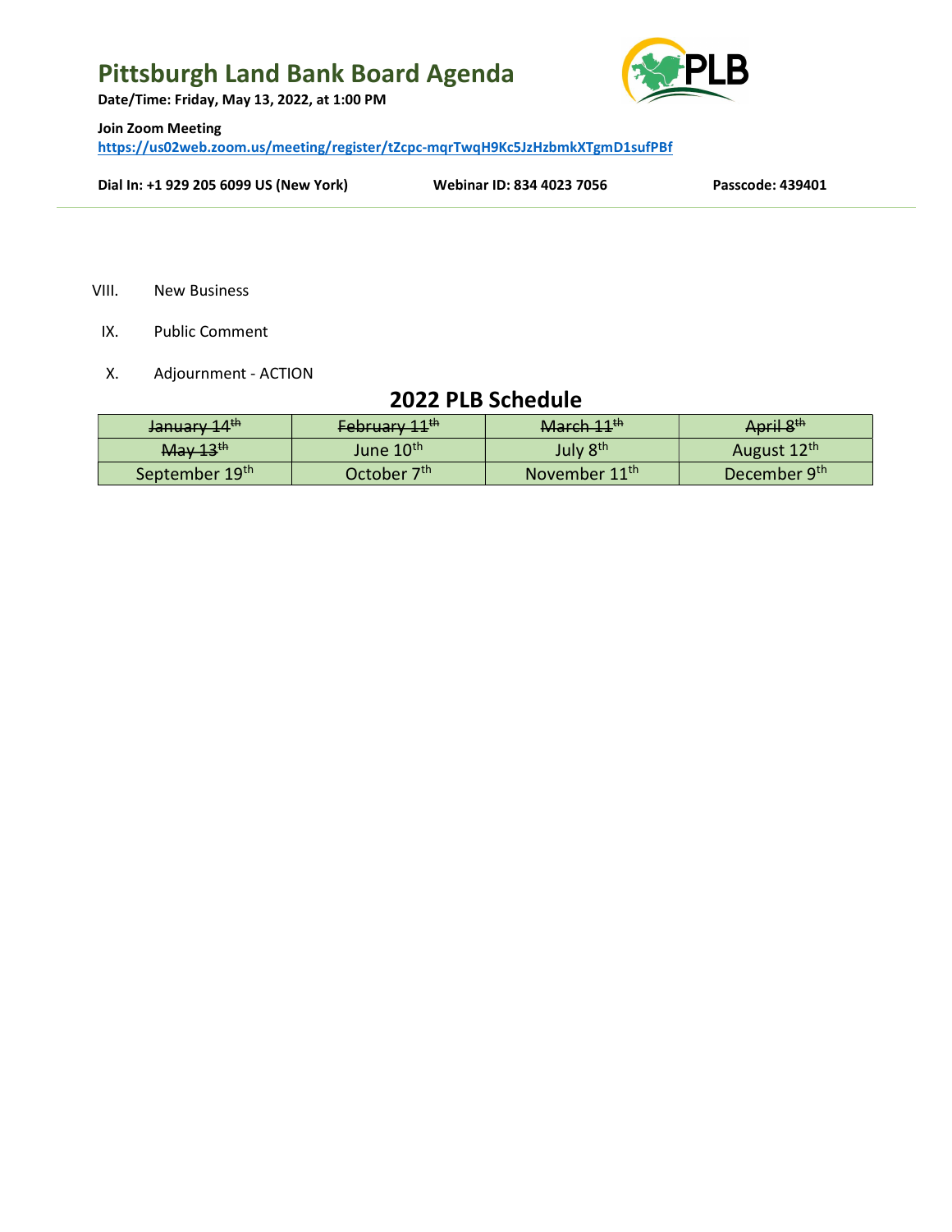# Pittsburgh Land Bank Board Agenda

**Date/Time: Friday, May 13, 2022, at 1:00 PM**

**Join Zoom Meeting**
**https://us02web.zoom.us/meeting/register/tZcpc-mqrTwqH9Kc5JzHzbmkXTgmD1sufPBf**

**Dial In: +1 929 205 6099 US (New York)** **Webinar ID: 834 4023 7056** **Passcode: 439401**

---

VIII. New Business

IX. Public Comment

X. Adjournment - ACTION

## 2022 PLB Schedule

| | | | |
|---|---|---|---|
| ~~January 14th~~ | ~~February 11th~~ | ~~March 11th~~ | ~~April 8th~~ |
| ~~May 13th~~ | June 10th | July 8th | August 12th |
| September 19th | October 7th | November 11th | December 9th |